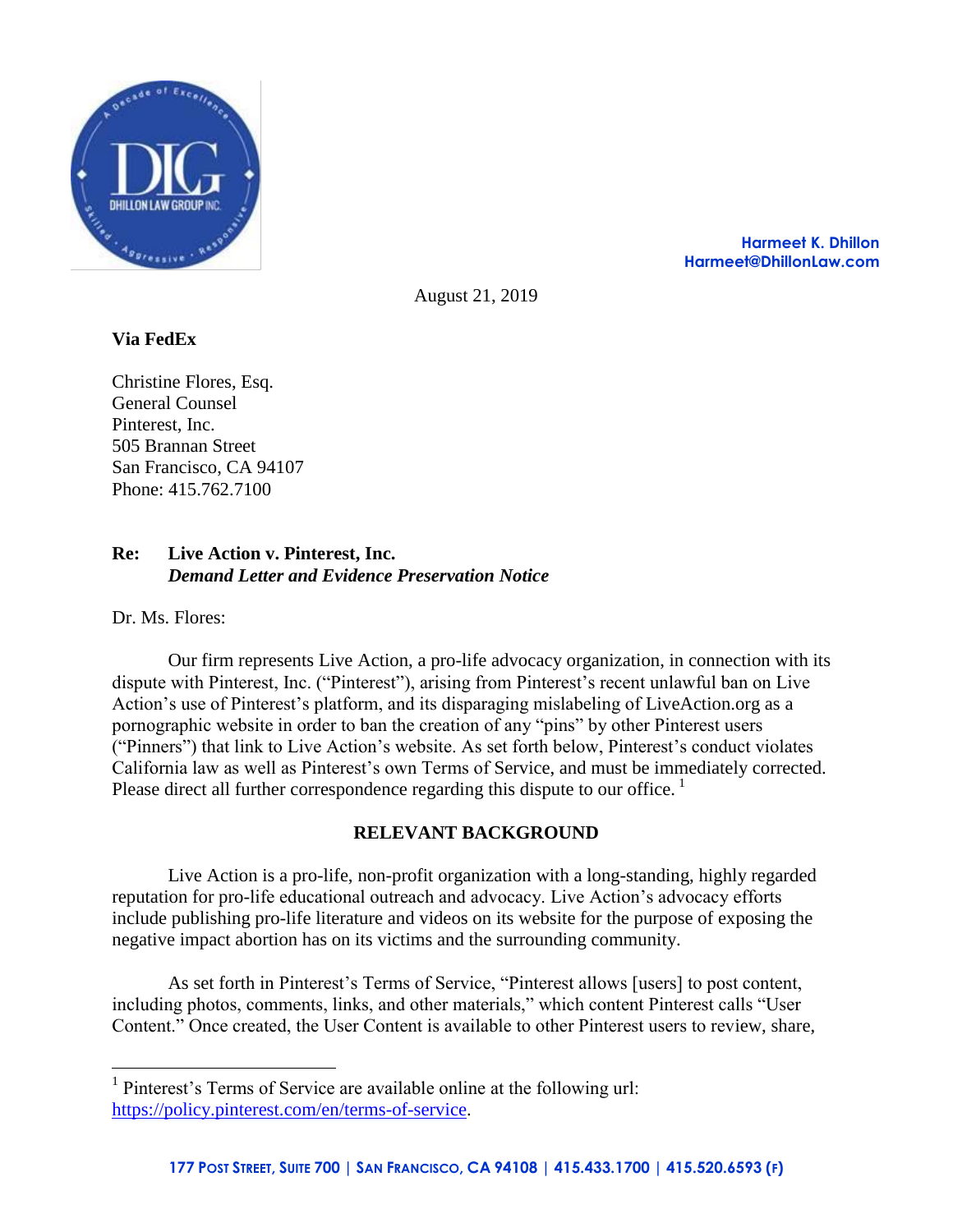Harmeet K. Dhillon
Harmeet@DhillonLaw.com

August 21, 2019

**Via FedEx**

Christine Flores, Esq.
General Counsel
Pinterest, Inc.
505 Brannan Street
San Francisco, CA 94107
Phone: 415.762.7100

**Re: Live Action v. Pinterest, Inc.**
***Demand Letter and Evidence Preservation Notice***

Dr. Ms. Flores:

Our firm represents Live Action, a pro-life advocacy organization, in connection with its dispute with Pinterest, Inc. ("Pinterest"), arising from Pinterest's recent unlawful ban on Live Action's use of Pinterest's platform, and its disparaging mislabeling of LiveAction.org as a pornographic website in order to ban the creation of any "pins" by other Pinterest users ("Pinners") that link to Live Action's website. As set forth below, Pinterest's conduct violates California law as well as Pinterest's own Terms of Service, and must be immediately corrected. Please direct all further correspondence regarding this dispute to our office. [1]

**RELEVANT BACKGROUND**

Live Action is a pro-life, non-profit organization with a long-standing, highly regarded reputation for pro-life educational outreach and advocacy. Live Action's advocacy efforts include publishing pro-life literature and videos on its website for the purpose of exposing the negative impact abortion has on its victims and the surrounding community.

As set forth in Pinterest's Terms of Service, "Pinterest allows [users] to post content, including photos, comments, links, and other materials," which content Pinterest calls "User Content." Once created, the User Content is available to other Pinterest users to review, share,

---

[1] Pinterest's Terms of Service are available online at the following url: https://policy.pinterest.com/en/terms-of-service.

**177 Post Street, Suite 700 | San Francisco, CA 94108 | 415.433.1700 | 415.520.6593 (F)**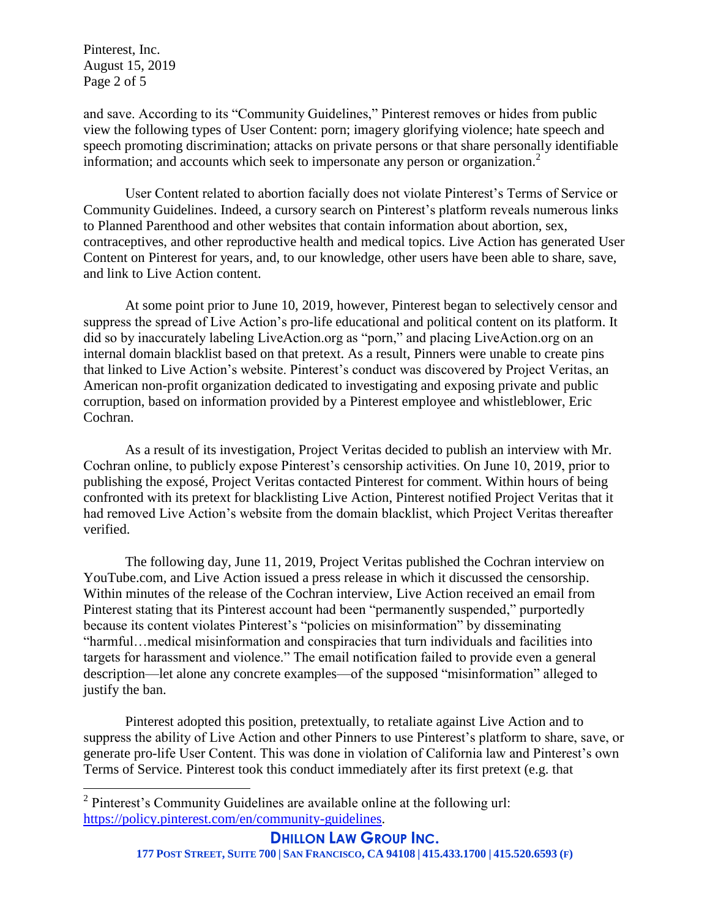and save. According to its "Community Guidelines," Pinterest removes or hides from public view the following types of User Content: porn; imagery glorifying violence; hate speech and speech promoting discrimination; attacks on private persons or that share personally identifiable information; and accounts which seek to impersonate any person or organization.[2]

User Content related to abortion facially does not violate Pinterest's Terms of Service or Community Guidelines. Indeed, a cursory search on Pinterest's platform reveals numerous links to Planned Parenthood and other websites that contain information about abortion, sex, contraceptives, and other reproductive health and medical topics. Live Action has generated User Content on Pinterest for years, and, to our knowledge, other users have been able to share, save, and link to Live Action content.

At some point prior to June 10, 2019, however, Pinterest began to selectively censor and suppress the spread of Live Action's pro-life educational and political content on its platform. It did so by inaccurately labeling LiveAction.org as "porn," and placing LiveAction.org on an internal domain blacklist based on that pretext. As a result, Pinners were unable to create pins that linked to Live Action's website. Pinterest's conduct was discovered by Project Veritas, an American non-profit organization dedicated to investigating and exposing private and public corruption, based on information provided by a Pinterest employee and whistleblower, Eric Cochran.

As a result of its investigation, Project Veritas decided to publish an interview with Mr. Cochran online, to publicly expose Pinterest's censorship activities. On June 10, 2019, prior to publishing the exposé, Project Veritas contacted Pinterest for comment. Within hours of being confronted with its pretext for blacklisting Live Action, Pinterest notified Project Veritas that it had removed Live Action's website from the domain blacklist, which Project Veritas thereafter verified.

The following day, June 11, 2019, Project Veritas published the Cochran interview on YouTube.com, and Live Action issued a press release in which it discussed the censorship. Within minutes of the release of the Cochran interview, Live Action received an email from Pinterest stating that its Pinterest account had been "permanently suspended," purportedly because its content violates Pinterest's "policies on misinformation" by disseminating "harmful…medical misinformation and conspiracies that turn individuals and facilities into targets for harassment and violence." The email notification failed to provide even a general description—let alone any concrete examples—of the supposed "misinformation" alleged to justify the ban.

Pinterest adopted this position, pretextually, to retaliate against Live Action and to suppress the ability of Live Action and other Pinners to use Pinterest's platform to share, save, or generate pro-life User Content. This was done in violation of California law and Pinterest's own Terms of Service. Pinterest took this conduct immediately after its first pretext (e.g. that

---

[2] Pinterest's Community Guidelines are available online at the following url: https://policy.pinterest.com/en/community-guidelines.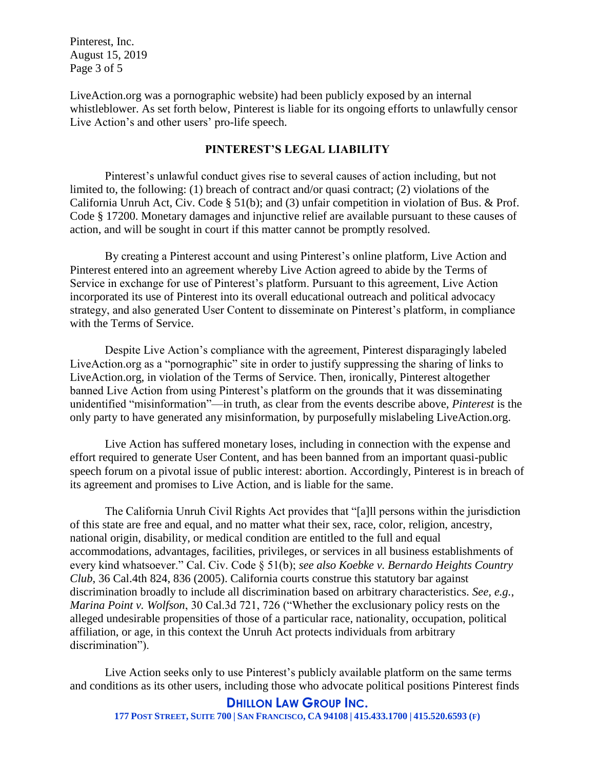LiveAction.org was a pornographic website) had been publicly exposed by an internal whistleblower. As set forth below, Pinterest is liable for its ongoing efforts to unlawfully censor Live Action's and other users' pro-life speech.

## PINTEREST'S LEGAL LIABILITY

Pinterest's unlawful conduct gives rise to several causes of action including, but not limited to, the following: (1) breach of contract and/or quasi contract; (2) violations of the California Unruh Act, Civ. Code § 51(b); and (3) unfair competition in violation of Bus. & Prof. Code § 17200. Monetary damages and injunctive relief are available pursuant to these causes of action, and will be sought in court if this matter cannot be promptly resolved.

By creating a Pinterest account and using Pinterest's online platform, Live Action and Pinterest entered into an agreement whereby Live Action agreed to abide by the Terms of Service in exchange for use of Pinterest's platform. Pursuant to this agreement, Live Action incorporated its use of Pinterest into its overall educational outreach and political advocacy strategy, and also generated User Content to disseminate on Pinterest's platform, in compliance with the Terms of Service.

Despite Live Action's compliance with the agreement, Pinterest disparagingly labeled LiveAction.org as a "pornographic" site in order to justify suppressing the sharing of links to LiveAction.org, in violation of the Terms of Service. Then, ironically, Pinterest altogether banned Live Action from using Pinterest's platform on the grounds that it was disseminating unidentified "misinformation"—in truth, as clear from the events describe above, *Pinterest* is the only party to have generated any misinformation, by purposefully mislabeling LiveAction.org.

Live Action has suffered monetary loses, including in connection with the expense and effort required to generate User Content, and has been banned from an important quasi-public speech forum on a pivotal issue of public interest: abortion. Accordingly, Pinterest is in breach of its agreement and promises to Live Action, and is liable for the same.

The California Unruh Civil Rights Act provides that "[a]ll persons within the jurisdiction of this state are free and equal, and no matter what their sex, race, color, religion, ancestry, national origin, disability, or medical condition are entitled to the full and equal accommodations, advantages, facilities, privileges, or services in all business establishments of every kind whatsoever." Cal. Civ. Code § 51(b); *see also Koebke v. Bernardo Heights Country Club*, 36 Cal.4th 824, 836 (2005). California courts construe this statutory bar against discrimination broadly to include all discrimination based on arbitrary characteristics. *See, e.g.*, *Marina Point v. Wolfson*, 30 Cal.3d 721, 726 ("Whether the exclusionary policy rests on the alleged undesirable propensities of those of a particular race, nationality, occupation, political affiliation, or age, in this context the Unruh Act protects individuals from arbitrary discrimination").

Live Action seeks only to use Pinterest's publicly available platform on the same terms and conditions as its other users, including those who advocate political positions Pinterest finds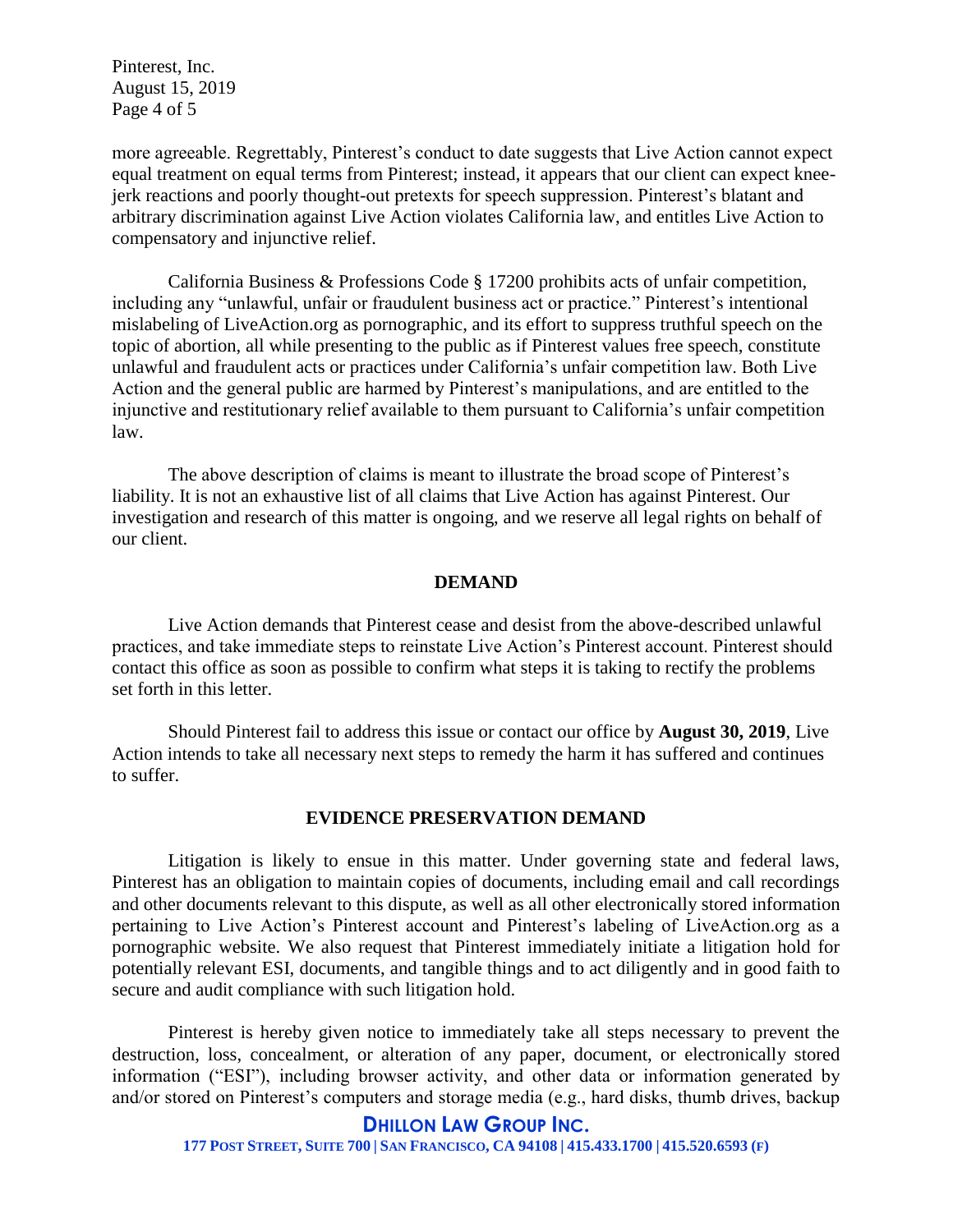more agreeable. Regrettably, Pinterest's conduct to date suggests that Live Action cannot expect equal treatment on equal terms from Pinterest; instead, it appears that our client can expect knee-jerk reactions and poorly thought-out pretexts for speech suppression. Pinterest's blatant and arbitrary discrimination against Live Action violates California law, and entitles Live Action to compensatory and injunctive relief.

California Business & Professions Code § 17200 prohibits acts of unfair competition, including any "unlawful, unfair or fraudulent business act or practice." Pinterest's intentional mislabeling of LiveAction.org as pornographic, and its effort to suppress truthful speech on the topic of abortion, all while presenting to the public as if Pinterest values free speech, constitute unlawful and fraudulent acts or practices under California's unfair competition law. Both Live Action and the general public are harmed by Pinterest's manipulations, and are entitled to the injunctive and restitutionary relief available to them pursuant to California's unfair competition law.

The above description of claims is meant to illustrate the broad scope of Pinterest's liability. It is not an exhaustive list of all claims that Live Action has against Pinterest. Our investigation and research of this matter is ongoing, and we reserve all legal rights on behalf of our client.

## DEMAND

Live Action demands that Pinterest cease and desist from the above-described unlawful practices, and take immediate steps to reinstate Live Action's Pinterest account. Pinterest should contact this office as soon as possible to confirm what steps it is taking to rectify the problems set forth in this letter.

Should Pinterest fail to address this issue or contact our office by **August 30, 2019**, Live Action intends to take all necessary next steps to remedy the harm it has suffered and continues to suffer.

## EVIDENCE PRESERVATION DEMAND

Litigation is likely to ensue in this matter. Under governing state and federal laws, Pinterest has an obligation to maintain copies of documents, including email and call recordings and other documents relevant to this dispute, as well as all other electronically stored information pertaining to Live Action's Pinterest account and Pinterest's labeling of LiveAction.org as a pornographic website. We also request that Pinterest immediately initiate a litigation hold for potentially relevant ESI, documents, and tangible things and to act diligently and in good faith to secure and audit compliance with such litigation hold.

Pinterest is hereby given notice to immediately take all steps necessary to prevent the destruction, loss, concealment, or alteration of any paper, document, or electronically stored information ("ESI"), including browser activity, and other data or information generated by and/or stored on Pinterest's computers and storage media (e.g., hard disks, thumb drives, backup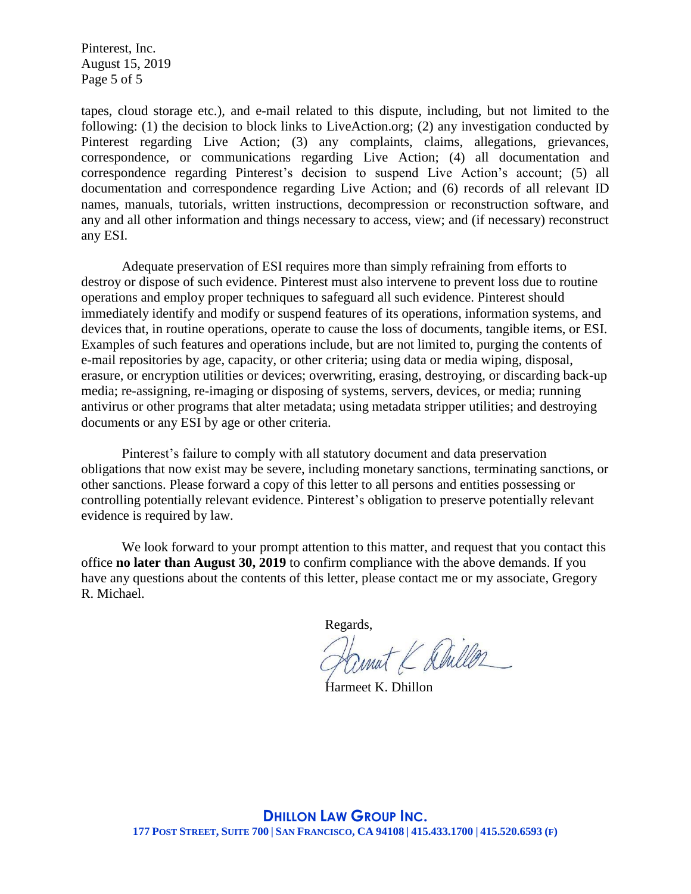tapes, cloud storage etc.), and e-mail related to this dispute, including, but not limited to the following: (1) the decision to block links to LiveAction.org; (2) any investigation conducted by Pinterest regarding Live Action; (3) any complaints, claims, allegations, grievances, correspondence, or communications regarding Live Action; (4) all documentation and correspondence regarding Pinterest's decision to suspend Live Action's account; (5) all documentation and correspondence regarding Live Action; and (6) records of all relevant ID names, manuals, tutorials, written instructions, decompression or reconstruction software, and any and all other information and things necessary to access, view; and (if necessary) reconstruct any ESI.

Adequate preservation of ESI requires more than simply refraining from efforts to destroy or dispose of such evidence. Pinterest must also intervene to prevent loss due to routine operations and employ proper techniques to safeguard all such evidence. Pinterest should immediately identify and modify or suspend features of its operations, information systems, and devices that, in routine operations, operate to cause the loss of documents, tangible items, or ESI. Examples of such features and operations include, but are not limited to, purging the contents of e-mail repositories by age, capacity, or other criteria; using data or media wiping, disposal, erasure, or encryption utilities or devices; overwriting, erasing, destroying, or discarding back-up media; re-assigning, re-imaging or disposing of systems, servers, devices, or media; running antivirus or other programs that alter metadata; using metadata stripper utilities; and destroying documents or any ESI by age or other criteria.

Pinterest's failure to comply with all statutory document and data preservation obligations that now exist may be severe, including monetary sanctions, terminating sanctions, or other sanctions. Please forward a copy of this letter to all persons and entities possessing or controlling potentially relevant evidence. Pinterest's obligation to preserve potentially relevant evidence is required by law.

We look forward to your prompt attention to this matter, and request that you contact this office **no later than August 30, 2019** to confirm compliance with the above demands. If you have any questions about the contents of this letter, please contact me or my associate, Gregory R. Michael.

Regards,

Harmeet K. Dhillon

**DHILLON LAW GROUP INC.**
**177 POST STREET, SUITE 700 | SAN FRANCISCO, CA 94108 | 415.433.1700 | 415.520.6593 (F)**